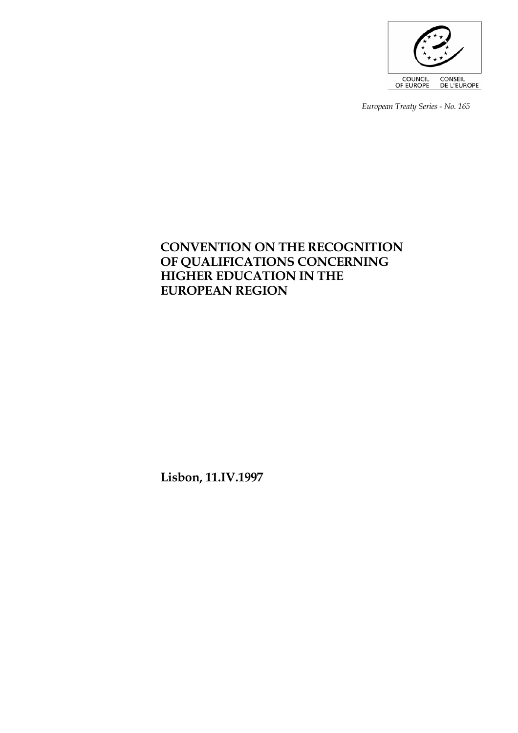COUNCIL OF EUROPE CONSEIL DE L'EUROPE

*European Treaty Series - No. 165*

# CONVENTION ON THE RECOGNITION OF QUALIFICATIONS CONCERNING HIGHER EDUCATION IN THE EUROPEAN REGION

**Lisbon, 11.IV.1997**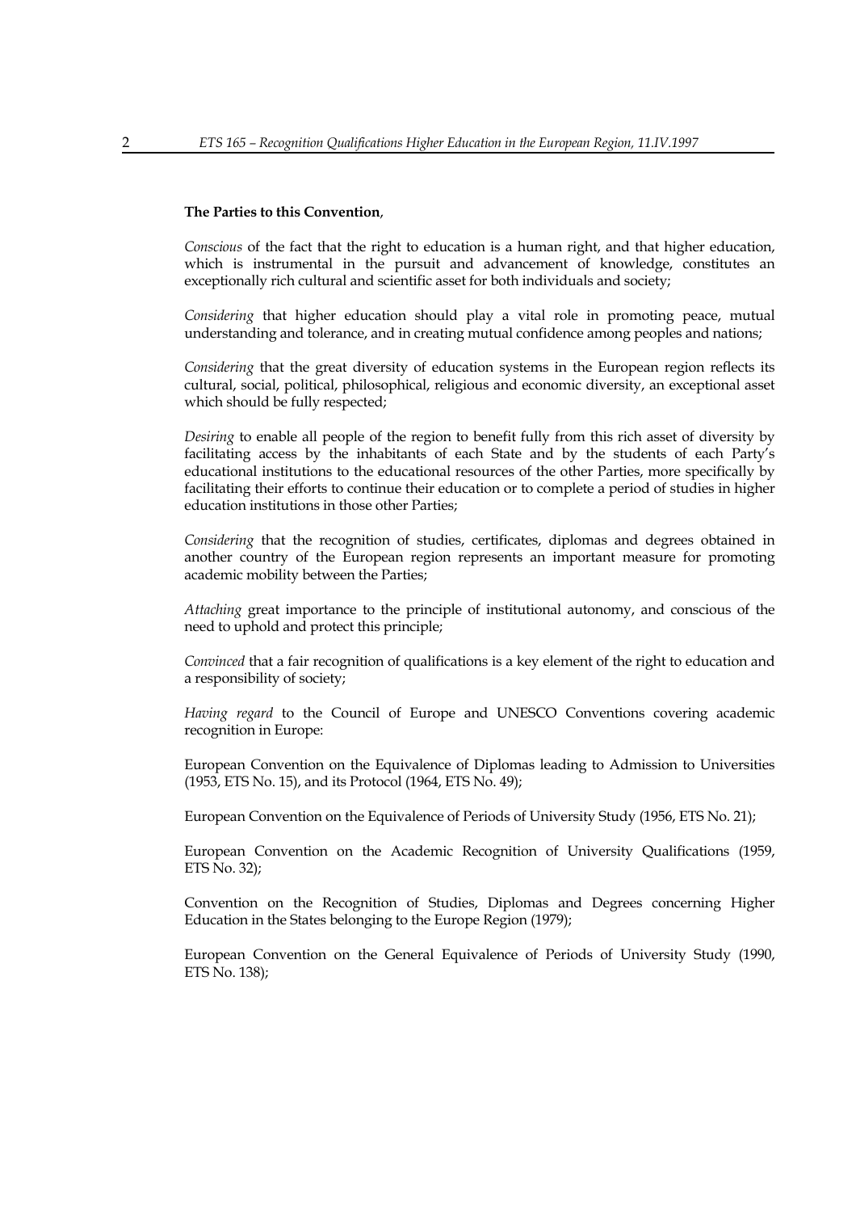**The Parties to this Convention**,

*Conscious* of the fact that the right to education is a human right, and that higher education, which is instrumental in the pursuit and advancement of knowledge, constitutes an exceptionally rich cultural and scientific asset for both individuals and society;

*Considering* that higher education should play a vital role in promoting peace, mutual understanding and tolerance, and in creating mutual confidence among peoples and nations;

*Considering* that the great diversity of education systems in the European region reflects its cultural, social, political, philosophical, religious and economic diversity, an exceptional asset which should be fully respected;

*Desiring* to enable all people of the region to benefit fully from this rich asset of diversity by facilitating access by the inhabitants of each State and by the students of each Party's educational institutions to the educational resources of the other Parties, more specifically by facilitating their efforts to continue their education or to complete a period of studies in higher education institutions in those other Parties;

*Considering* that the recognition of studies, certificates, diplomas and degrees obtained in another country of the European region represents an important measure for promoting academic mobility between the Parties;

*Attaching* great importance to the principle of institutional autonomy, and conscious of the need to uphold and protect this principle;

*Convinced* that a fair recognition of qualifications is a key element of the right to education and a responsibility of society;

*Having regard* to the Council of Europe and UNESCO Conventions covering academic recognition in Europe:

European Convention on the Equivalence of Diplomas leading to Admission to Universities (1953, ETS No. 15), and its Protocol (1964, ETS No. 49);

European Convention on the Equivalence of Periods of University Study (1956, ETS No. 21);

European Convention on the Academic Recognition of University Qualifications (1959, ETS No. 32);

Convention on the Recognition of Studies, Diplomas and Degrees concerning Higher Education in the States belonging to the Europe Region (1979);

European Convention on the General Equivalence of Periods of University Study (1990, ETS No. 138);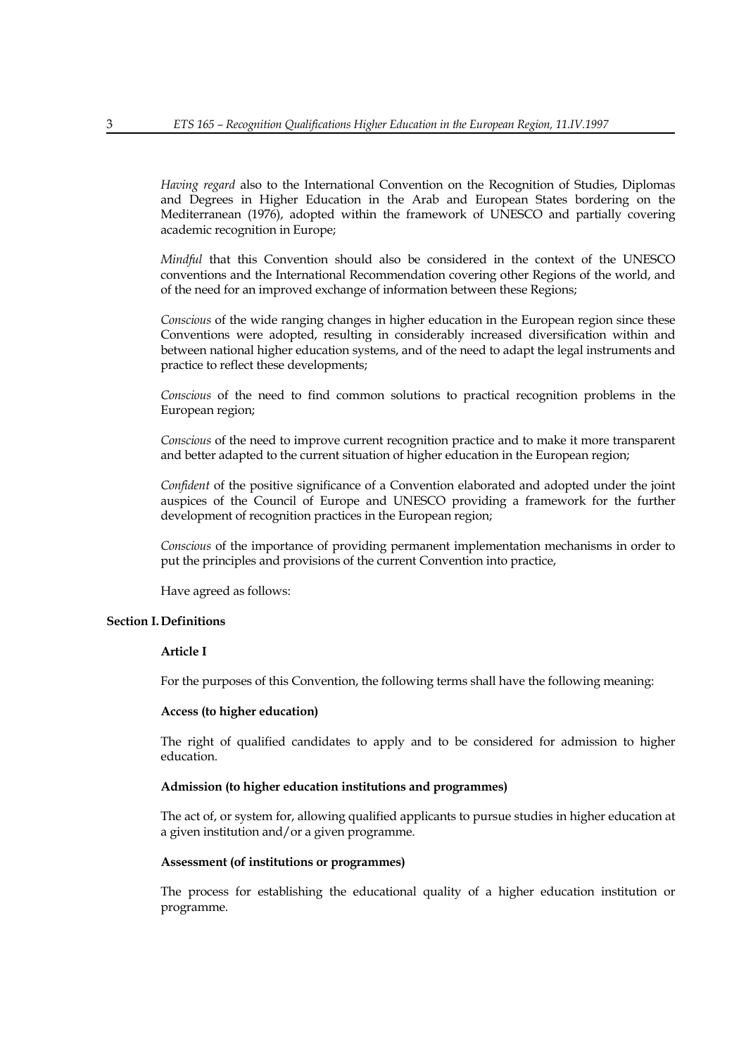*Having regard* also to the International Convention on the Recognition of Studies, Diplomas and Degrees in Higher Education in the Arab and European States bordering on the Mediterranean (1976), adopted within the framework of UNESCO and partially covering academic recognition in Europe;

*Mindful* that this Convention should also be considered in the context of the UNESCO conventions and the International Recommendation covering other Regions of the world, and of the need for an improved exchange of information between these Regions;

*Conscious* of the wide ranging changes in higher education in the European region since these Conventions were adopted, resulting in considerably increased diversification within and between national higher education systems, and of the need to adapt the legal instruments and practice to reflect these developments;

*Conscious* of the need to find common solutions to practical recognition problems in the European region;

*Conscious* of the need to improve current recognition practice and to make it more transparent and better adapted to the current situation of higher education in the European region;

*Confident* of the positive significance of a Convention elaborated and adopted under the joint auspices of the Council of Europe and UNESCO providing a framework for the further development of recognition practices in the European region;

*Conscious* of the importance of providing permanent implementation mechanisms in order to put the principles and provisions of the current Convention into practice,

Have agreed as follows:

## Section I. Definitions

### Article I

For the purposes of this Convention, the following terms shall have the following meaning:

**Access (to higher education)**

The right of qualified candidates to apply and to be considered for admission to higher education.

**Admission (to higher education institutions and programmes)**

The act of, or system for, allowing qualified applicants to pursue studies in higher education at a given institution and/or a given programme.

**Assessment (of institutions or programmes)**

The process for establishing the educational quality of a higher education institution or programme.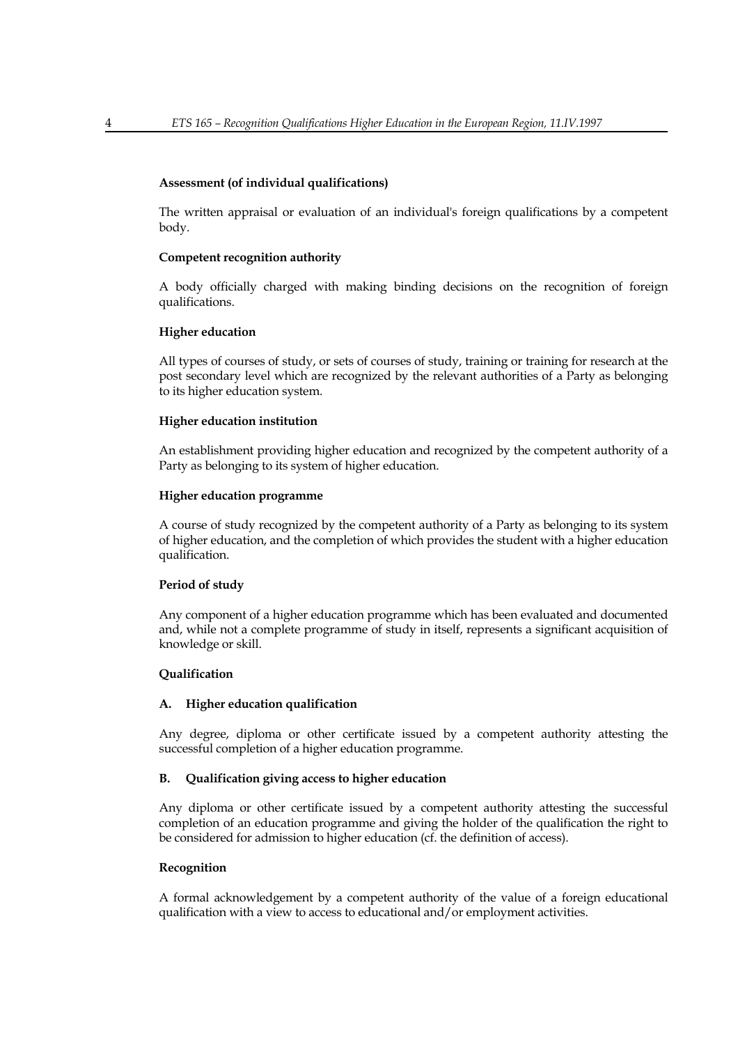**Assessment (of individual qualifications)**

The written appraisal or evaluation of an individual's foreign qualifications by a competent body.

**Competent recognition authority**

A body officially charged with making binding decisions on the recognition of foreign qualifications.

**Higher education**

All types of courses of study, or sets of courses of study, training or training for research at the post secondary level which are recognized by the relevant authorities of a Party as belonging to its higher education system.

**Higher education institution**

An establishment providing higher education and recognized by the competent authority of a Party as belonging to its system of higher education.

**Higher education programme**

A course of study recognized by the competent authority of a Party as belonging to its system of higher education, and the completion of which provides the student with a higher education qualification.

**Period of study**

Any component of a higher education programme which has been evaluated and documented and, while not a complete programme of study in itself, represents a significant acquisition of knowledge or skill.

**Qualification**

**A. Higher education qualification**

Any degree, diploma or other certificate issued by a competent authority attesting the successful completion of a higher education programme.

**B. Qualification giving access to higher education**

Any diploma or other certificate issued by a competent authority attesting the successful completion of an education programme and giving the holder of the qualification the right to be considered for admission to higher education (cf. the definition of access).

**Recognition**

A formal acknowledgement by a competent authority of the value of a foreign educational qualification with a view to access to educational and/or employment activities.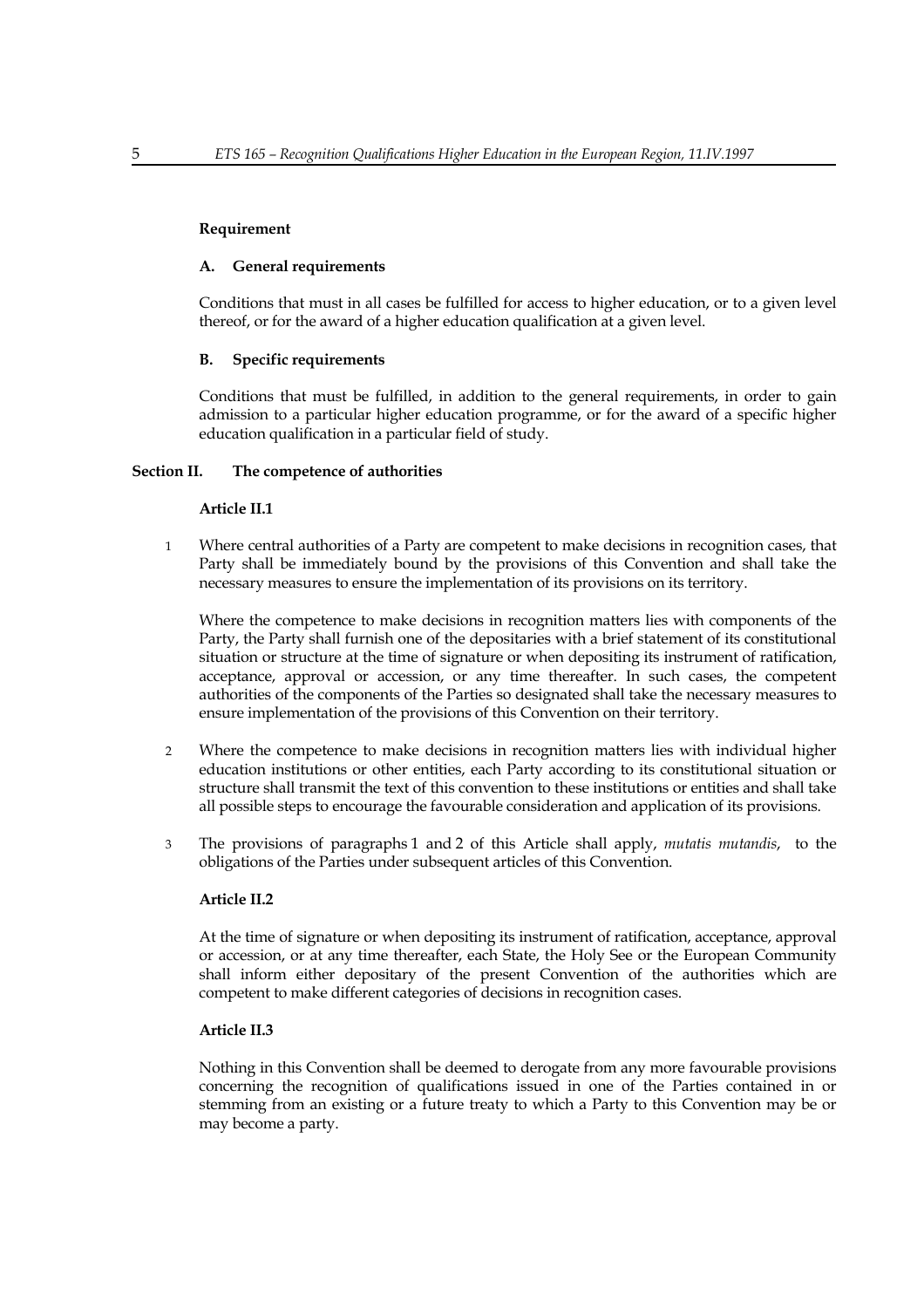**Requirement**

**A. General requirements**

Conditions that must in all cases be fulfilled for access to higher education, or to a given level thereof, or for the award of a higher education qualification at a given level.

**B. Specific requirements**

Conditions that must be fulfilled, in addition to the general requirements, in order to gain admission to a particular higher education programme, or for the award of a specific higher education qualification in a particular field of study.

## Section II. The competence of authorities

### Article II.1

1 Where central authorities of a Party are competent to make decisions in recognition cases, that Party shall be immediately bound by the provisions of this Convention and shall take the necessary measures to ensure the implementation of its provisions on its territory.

Where the competence to make decisions in recognition matters lies with components of the Party, the Party shall furnish one of the depositaries with a brief statement of its constitutional situation or structure at the time of signature or when depositing its instrument of ratification, acceptance, approval or accession, or any time thereafter. In such cases, the competent authorities of the components of the Parties so designated shall take the necessary measures to ensure implementation of the provisions of this Convention on their territory.

2 Where the competence to make decisions in recognition matters lies with individual higher education institutions or other entities, each Party according to its constitutional situation or structure shall transmit the text of this convention to these institutions or entities and shall take all possible steps to encourage the favourable consideration and application of its provisions.

3 The provisions of paragraphs 1 and 2 of this Article shall apply, *mutatis mutandis*, to the obligations of the Parties under subsequent articles of this Convention.

### Article II.2

At the time of signature or when depositing its instrument of ratification, acceptance, approval or accession, or at any time thereafter, each State, the Holy See or the European Community shall inform either depositary of the present Convention of the authorities which are competent to make different categories of decisions in recognition cases.

### Article II.3

Nothing in this Convention shall be deemed to derogate from any more favourable provisions concerning the recognition of qualifications issued in one of the Parties contained in or stemming from an existing or a future treaty to which a Party to this Convention may be or may become a party.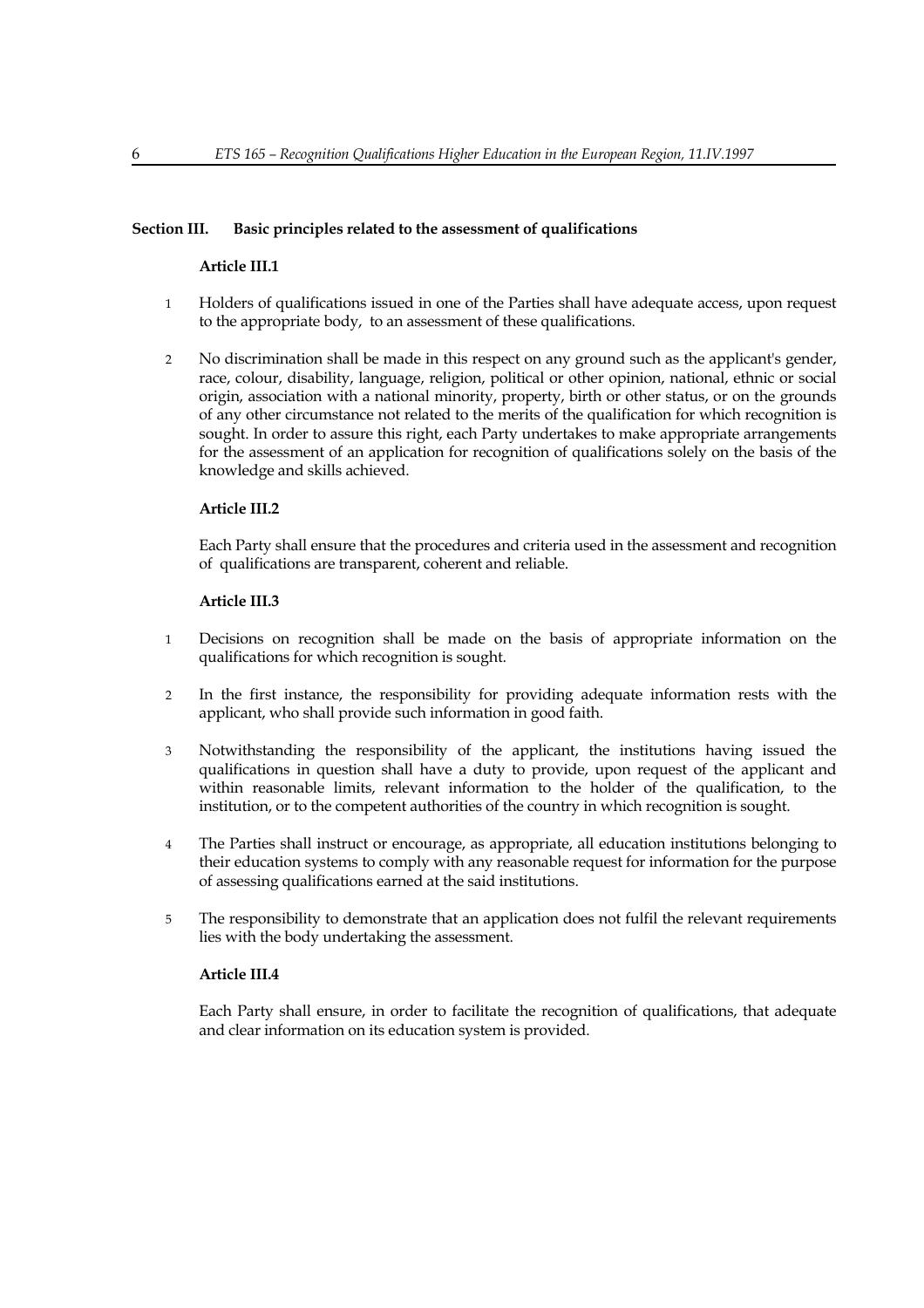## Section III. Basic principles related to the assessment of qualifications

### Article III.1

1. Holders of qualifications issued in one of the Parties shall have adequate access, upon request to the appropriate body, to an assessment of these qualifications.

2. No discrimination shall be made in this respect on any ground such as the applicant's gender, race, colour, disability, language, religion, political or other opinion, national, ethnic or social origin, association with a national minority, property, birth or other status, or on the grounds of any other circumstance not related to the merits of the qualification for which recognition is sought. In order to assure this right, each Party undertakes to make appropriate arrangements for the assessment of an application for recognition of qualifications solely on the basis of the knowledge and skills achieved.

### Article III.2

Each Party shall ensure that the procedures and criteria used in the assessment and recognition of qualifications are transparent, coherent and reliable.

### Article III.3

1. Decisions on recognition shall be made on the basis of appropriate information on the qualifications for which recognition is sought.

2. In the first instance, the responsibility for providing adequate information rests with the applicant, who shall provide such information in good faith.

3. Notwithstanding the responsibility of the applicant, the institutions having issued the qualifications in question shall have a duty to provide, upon request of the applicant and within reasonable limits, relevant information to the holder of the qualification, to the institution, or to the competent authorities of the country in which recognition is sought.

4. The Parties shall instruct or encourage, as appropriate, all education institutions belonging to their education systems to comply with any reasonable request for information for the purpose of assessing qualifications earned at the said institutions.

5. The responsibility to demonstrate that an application does not fulfil the relevant requirements lies with the body undertaking the assessment.

### Article III.4

Each Party shall ensure, in order to facilitate the recognition of qualifications, that adequate and clear information on its education system is provided.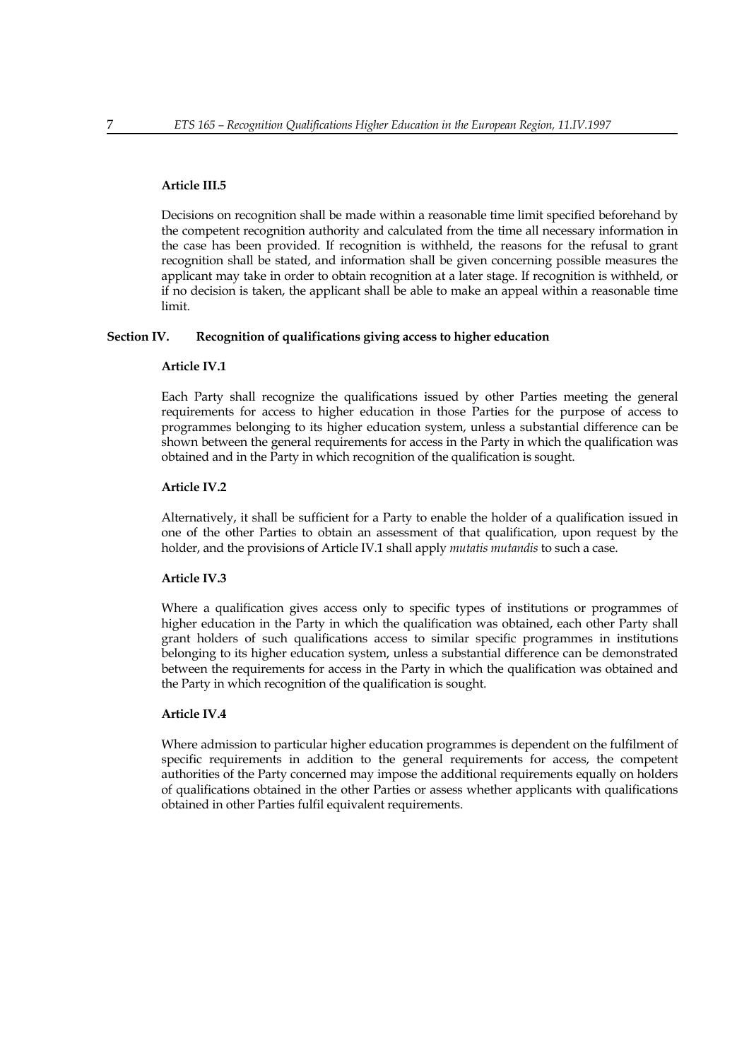#### Article III.5

Decisions on recognition shall be made within a reasonable time limit specified beforehand by the competent recognition authority and calculated from the time all necessary information in the case has been provided. If recognition is withheld, the reasons for the refusal to grant recognition shall be stated, and information shall be given concerning possible measures the applicant may take in order to obtain recognition at a later stage. If recognition is withheld, or if no decision is taken, the applicant shall be able to make an appeal within a reasonable time limit.

### Section IV. Recognition of qualifications giving access to higher education

#### Article IV.1

Each Party shall recognize the qualifications issued by other Parties meeting the general requirements for access to higher education in those Parties for the purpose of access to programmes belonging to its higher education system, unless a substantial difference can be shown between the general requirements for access in the Party in which the qualification was obtained and in the Party in which recognition of the qualification is sought.

#### Article IV.2

Alternatively, it shall be sufficient for a Party to enable the holder of a qualification issued in one of the other Parties to obtain an assessment of that qualification, upon request by the holder, and the provisions of Article IV.1 shall apply *mutatis mutandis* to such a case.

#### Article IV.3

Where a qualification gives access only to specific types of institutions or programmes of higher education in the Party in which the qualification was obtained, each other Party shall grant holders of such qualifications access to similar specific programmes in institutions belonging to its higher education system, unless a substantial difference can be demonstrated between the requirements for access in the Party in which the qualification was obtained and the Party in which recognition of the qualification is sought.

#### Article IV.4

Where admission to particular higher education programmes is dependent on the fulfilment of specific requirements in addition to the general requirements for access, the competent authorities of the Party concerned may impose the additional requirements equally on holders of qualifications obtained in the other Parties or assess whether applicants with qualifications obtained in other Parties fulfil equivalent requirements.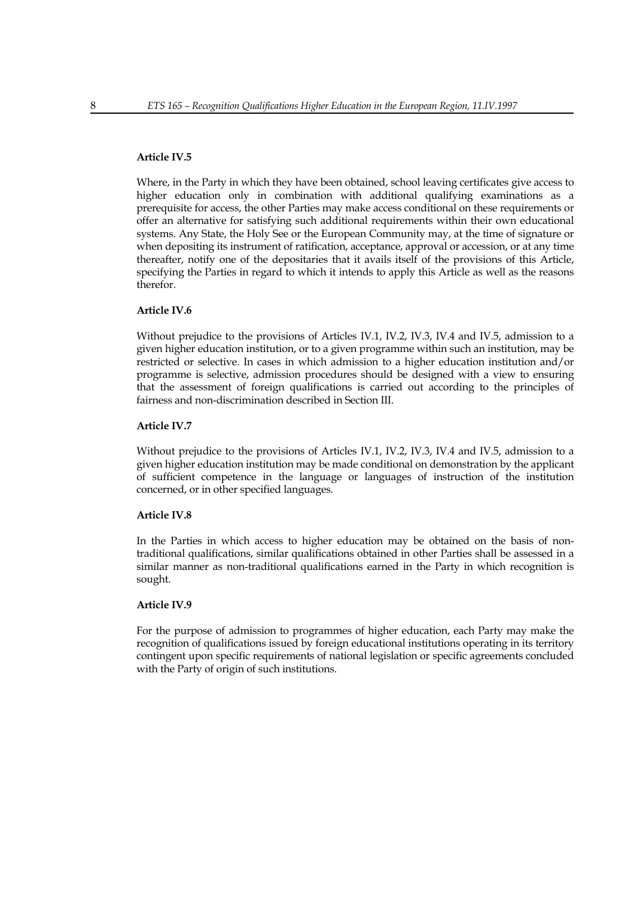**Article IV.5**

Where, in the Party in which they have been obtained, school leaving certificates give access to higher education only in combination with additional qualifying examinations as a prerequisite for access, the other Parties may make access conditional on these requirements or offer an alternative for satisfying such additional requirements within their own educational systems. Any State, the Holy See or the European Community may, at the time of signature or when depositing its instrument of ratification, acceptance, approval or accession, or at any time thereafter, notify one of the depositaries that it avails itself of the provisions of this Article, specifying the Parties in regard to which it intends to apply this Article as well as the reasons therefor.

**Article IV.6**

Without prejudice to the provisions of Articles IV.1, IV.2, IV.3, IV.4 and IV.5, admission to a given higher education institution, or to a given programme within such an institution, may be restricted or selective. In cases in which admission to a higher education institution and/or programme is selective, admission procedures should be designed with a view to ensuring that the assessment of foreign qualifications is carried out according to the principles of fairness and non-discrimination described in Section III.

**Article IV.7**

Without prejudice to the provisions of Articles IV.1, IV.2, IV.3, IV.4 and IV.5, admission to a given higher education institution may be made conditional on demonstration by the applicant of sufficient competence in the language or languages of instruction of the institution concerned, or in other specified languages.

**Article IV.8**

In the Parties in which access to higher education may be obtained on the basis of non-traditional qualifications, similar qualifications obtained in other Parties shall be assessed in a similar manner as non-traditional qualifications earned in the Party in which recognition is sought.

**Article IV.9**

For the purpose of admission to programmes of higher education, each Party may make the recognition of qualifications issued by foreign educational institutions operating in its territory contingent upon specific requirements of national legislation or specific agreements concluded with the Party of origin of such institutions.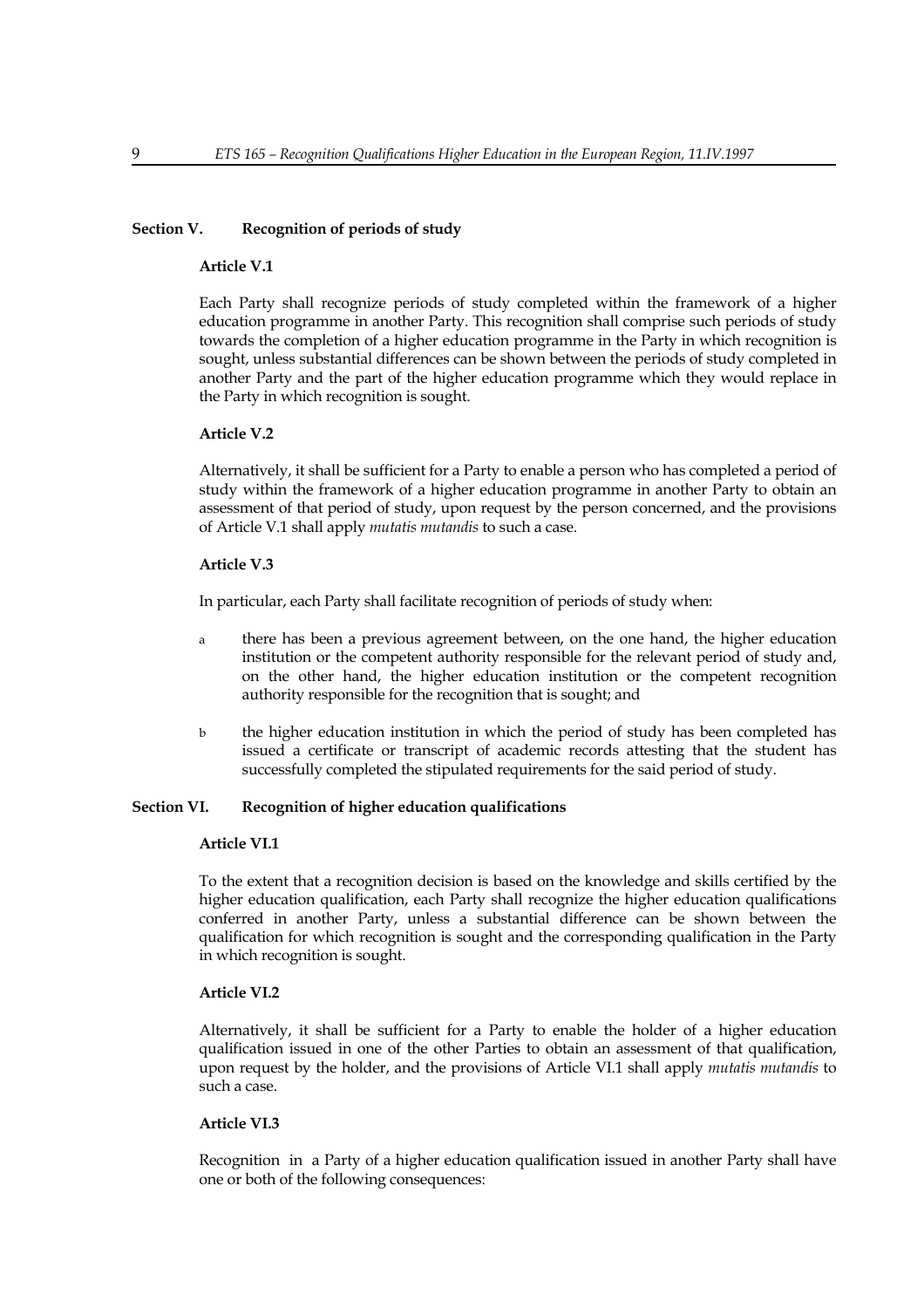## Section V. Recognition of periods of study

### Article V.1

Each Party shall recognize periods of study completed within the framework of a higher education programme in another Party. This recognition shall comprise such periods of study towards the completion of a higher education programme in the Party in which recognition is sought, unless substantial differences can be shown between the periods of study completed in another Party and the part of the higher education programme which they would replace in the Party in which recognition is sought.

### Article V.2

Alternatively, it shall be sufficient for a Party to enable a person who has completed a period of study within the framework of a higher education programme in another Party to obtain an assessment of that period of study, upon request by the person concerned, and the provisions of Article V.1 shall apply *mutatis mutandis* to such a case.

### Article V.3

In particular, each Party shall facilitate recognition of periods of study when:

a there has been a previous agreement between, on the one hand, the higher education institution or the competent authority responsible for the relevant period of study and, on the other hand, the higher education institution or the competent recognition authority responsible for the recognition that is sought; and

b the higher education institution in which the period of study has been completed has issued a certificate or transcript of academic records attesting that the student has successfully completed the stipulated requirements for the said period of study.

## Section VI. Recognition of higher education qualifications

### Article VI.1

To the extent that a recognition decision is based on the knowledge and skills certified by the higher education qualification, each Party shall recognize the higher education qualifications conferred in another Party, unless a substantial difference can be shown between the qualification for which recognition is sought and the corresponding qualification in the Party in which recognition is sought.

### Article VI.2

Alternatively, it shall be sufficient for a Party to enable the holder of a higher education qualification issued in one of the other Parties to obtain an assessment of that qualification, upon request by the holder, and the provisions of Article VI.1 shall apply *mutatis mutandis* to such a case.

### Article VI.3

Recognition in a Party of a higher education qualification issued in another Party shall have one or both of the following consequences: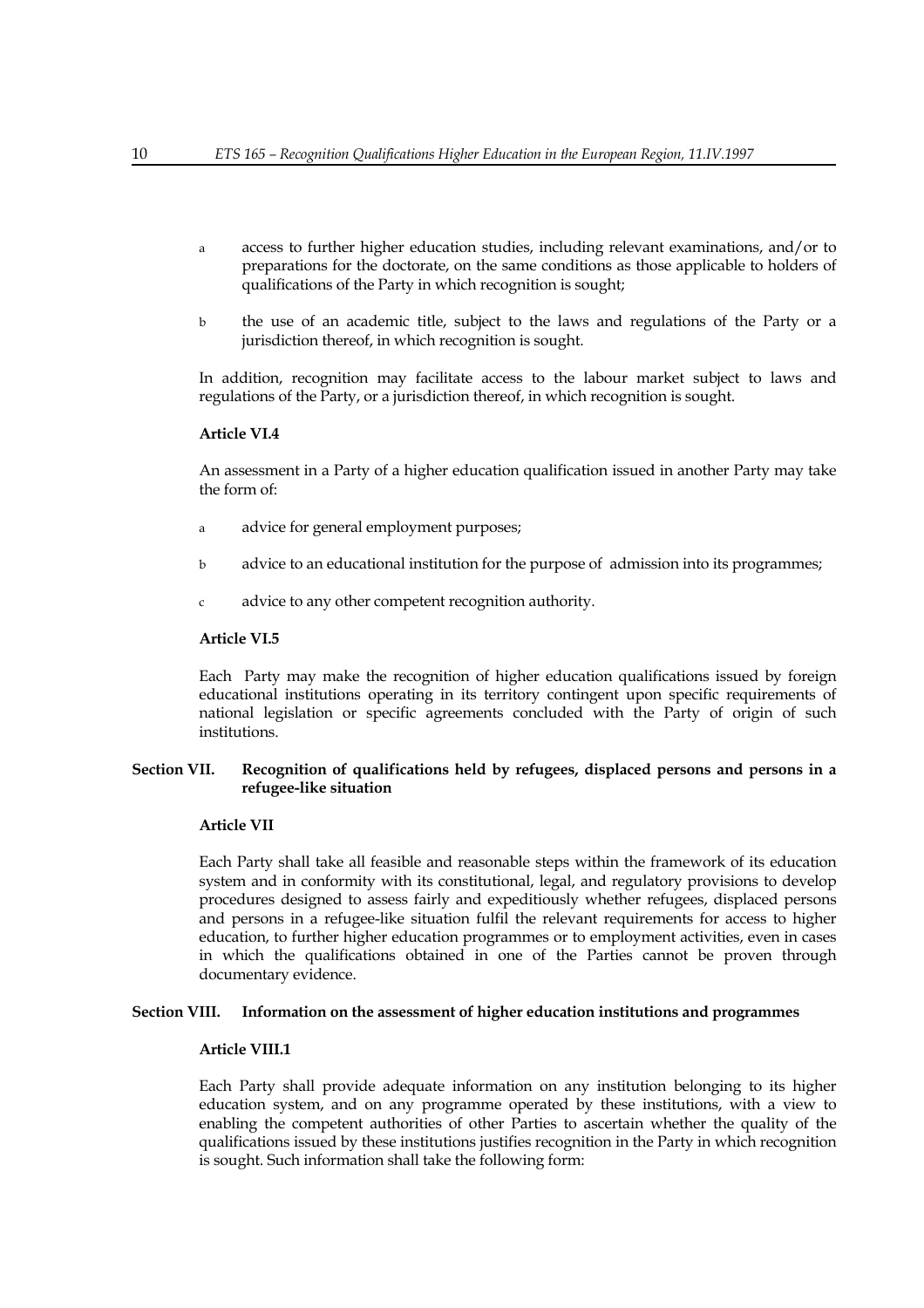a access to further higher education studies, including relevant examinations, and/or to preparations for the doctorate, on the same conditions as those applicable to holders of qualifications of the Party in which recognition is sought;

b the use of an academic title, subject to the laws and regulations of the Party or a jurisdiction thereof, in which recognition is sought.

In addition, recognition may facilitate access to the labour market subject to laws and regulations of the Party, or a jurisdiction thereof, in which recognition is sought.

**Article VI.4**

An assessment in a Party of a higher education qualification issued in another Party may take the form of:

a advice for general employment purposes;

b advice to an educational institution for the purpose of admission into its programmes;

c advice to any other competent recognition authority.

**Article VI.5**

Each Party may make the recognition of higher education qualifications issued by foreign educational institutions operating in its territory contingent upon specific requirements of national legislation or specific agreements concluded with the Party of origin of such institutions.

## Section VII. Recognition of qualifications held by refugees, displaced persons and persons in a refugee-like situation

**Article VII**

Each Party shall take all feasible and reasonable steps within the framework of its education system and in conformity with its constitutional, legal, and regulatory provisions to develop procedures designed to assess fairly and expeditiously whether refugees, displaced persons and persons in a refugee-like situation fulfil the relevant requirements for access to higher education, to further higher education programmes or to employment activities, even in cases in which the qualifications obtained in one of the Parties cannot be proven through documentary evidence.

## Section VIII. Information on the assessment of higher education institutions and programmes

**Article VIII.1**

Each Party shall provide adequate information on any institution belonging to its higher education system, and on any programme operated by these institutions, with a view to enabling the competent authorities of other Parties to ascertain whether the quality of the qualifications issued by these institutions justifies recognition in the Party in which recognition is sought. Such information shall take the following form: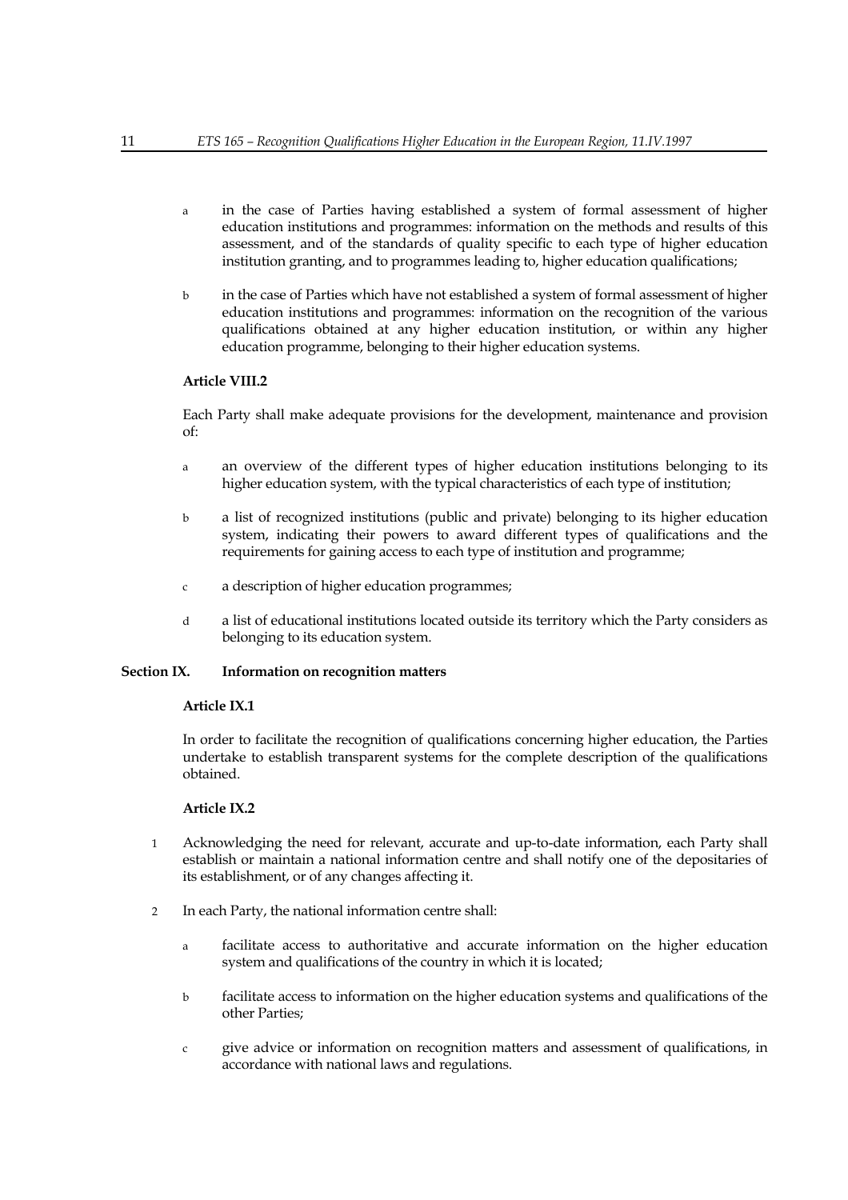a in the case of Parties having established a system of formal assessment of higher education institutions and programmes: information on the methods and results of this assessment, and of the standards of quality specific to each type of higher education institution granting, and to programmes leading to, higher education qualifications;

b in the case of Parties which have not established a system of formal assessment of higher education institutions and programmes: information on the recognition of the various qualifications obtained at any higher education institution, or within any higher education programme, belonging to their higher education systems.

**Article VIII.2**

Each Party shall make adequate provisions for the development, maintenance and provision of:

a an overview of the different types of higher education institutions belonging to its higher education system, with the typical characteristics of each type of institution;

b a list of recognized institutions (public and private) belonging to its higher education system, indicating their powers to award different types of qualifications and the requirements for gaining access to each type of institution and programme;

c a description of higher education programmes;

d a list of educational institutions located outside its territory which the Party considers as belonging to its education system.

## Section IX. Information on recognition matters

**Article IX.1**

In order to facilitate the recognition of qualifications concerning higher education, the Parties undertake to establish transparent systems for the complete description of the qualifications obtained.

**Article IX.2**

1 Acknowledging the need for relevant, accurate and up-to-date information, each Party shall establish or maintain a national information centre and shall notify one of the depositaries of its establishment, or of any changes affecting it.

2 In each Party, the national information centre shall:

a facilitate access to authoritative and accurate information on the higher education system and qualifications of the country in which it is located;

b facilitate access to information on the higher education systems and qualifications of the other Parties;

c give advice or information on recognition matters and assessment of qualifications, in accordance with national laws and regulations.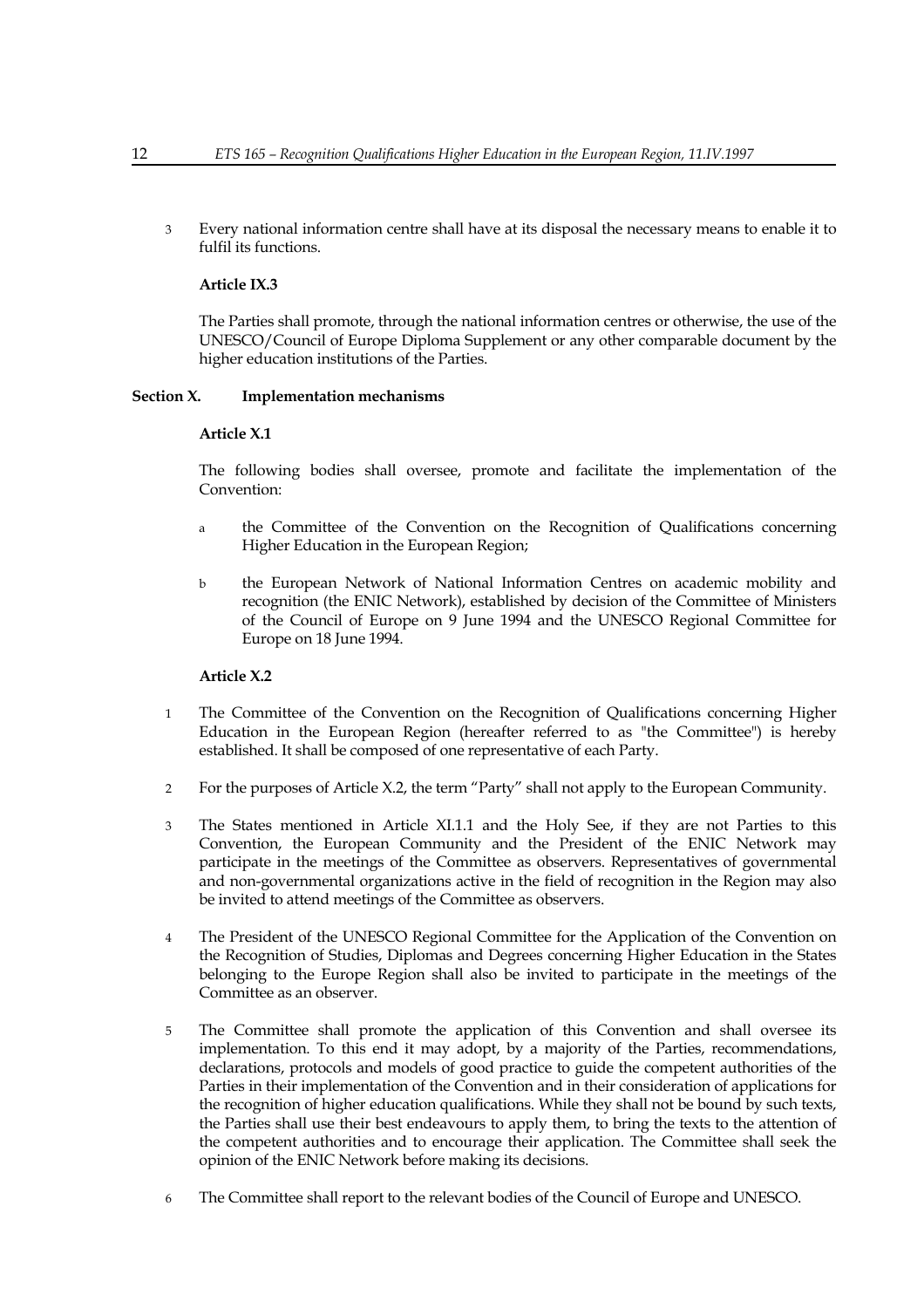3 Every national information centre shall have at its disposal the necessary means to enable it to fulfil its functions.

**Article IX.3**

The Parties shall promote, through the national information centres or otherwise, the use of the UNESCO/Council of Europe Diploma Supplement or any other comparable document by the higher education institutions of the Parties.

## Section X. Implementation mechanisms

**Article X.1**

The following bodies shall oversee, promote and facilitate the implementation of the Convention:

a the Committee of the Convention on the Recognition of Qualifications concerning Higher Education in the European Region;

b the European Network of National Information Centres on academic mobility and recognition (the ENIC Network), established by decision of the Committee of Ministers of the Council of Europe on 9 June 1994 and the UNESCO Regional Committee for Europe on 18 June 1994.

**Article X.2**

1 The Committee of the Convention on the Recognition of Qualifications concerning Higher Education in the European Region (hereafter referred to as "the Committee") is hereby established. It shall be composed of one representative of each Party.

2 For the purposes of Article X.2, the term "Party" shall not apply to the European Community.

3 The States mentioned in Article XI.1.1 and the Holy See, if they are not Parties to this Convention, the European Community and the President of the ENIC Network may participate in the meetings of the Committee as observers. Representatives of governmental and non-governmental organizations active in the field of recognition in the Region may also be invited to attend meetings of the Committee as observers.

4 The President of the UNESCO Regional Committee for the Application of the Convention on the Recognition of Studies, Diplomas and Degrees concerning Higher Education in the States belonging to the Europe Region shall also be invited to participate in the meetings of the Committee as an observer.

5 The Committee shall promote the application of this Convention and shall oversee its implementation. To this end it may adopt, by a majority of the Parties, recommendations, declarations, protocols and models of good practice to guide the competent authorities of the Parties in their implementation of the Convention and in their consideration of applications for the recognition of higher education qualifications. While they shall not be bound by such texts, the Parties shall use their best endeavours to apply them, to bring the texts to the attention of the competent authorities and to encourage their application. The Committee shall seek the opinion of the ENIC Network before making its decisions.

6 The Committee shall report to the relevant bodies of the Council of Europe and UNESCO.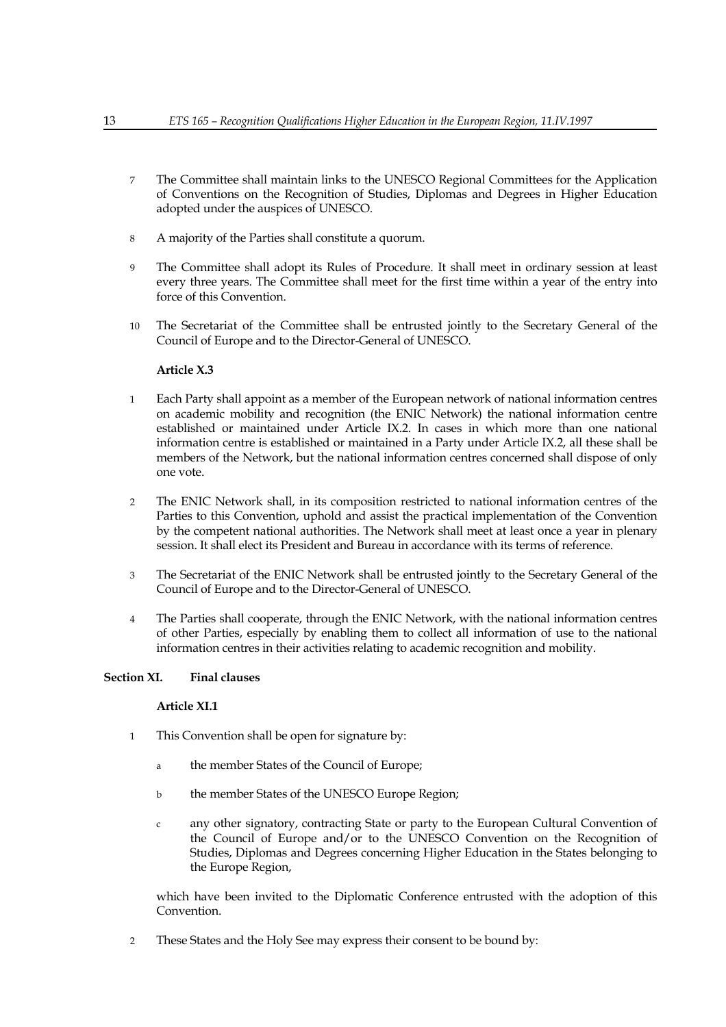7 The Committee shall maintain links to the UNESCO Regional Committees for the Application of Conventions on the Recognition of Studies, Diplomas and Degrees in Higher Education adopted under the auspices of UNESCO.

8 A majority of the Parties shall constitute a quorum.

9 The Committee shall adopt its Rules of Procedure. It shall meet in ordinary session at least every three years. The Committee shall meet for the first time within a year of the entry into force of this Convention.

10 The Secretariat of the Committee shall be entrusted jointly to the Secretary General of the Council of Europe and to the Director-General of UNESCO.

**Article X.3**

1 Each Party shall appoint as a member of the European network of national information centres on academic mobility and recognition (the ENIC Network) the national information centre established or maintained under Article IX.2. In cases in which more than one national information centre is established or maintained in a Party under Article IX.2, all these shall be members of the Network, but the national information centres concerned shall dispose of only one vote.

2 The ENIC Network shall, in its composition restricted to national information centres of the Parties to this Convention, uphold and assist the practical implementation of the Convention by the competent national authorities. The Network shall meet at least once a year in plenary session. It shall elect its President and Bureau in accordance with its terms of reference.

3 The Secretariat of the ENIC Network shall be entrusted jointly to the Secretary General of the Council of Europe and to the Director-General of UNESCO.

4 The Parties shall cooperate, through the ENIC Network, with the national information centres of other Parties, especially by enabling them to collect all information of use to the national information centres in their activities relating to academic recognition and mobility.

## Section XI. Final clauses

**Article XI.1**

1 This Convention shall be open for signature by:

a the member States of the Council of Europe;

b the member States of the UNESCO Europe Region;

c any other signatory, contracting State or party to the European Cultural Convention of the Council of Europe and/or to the UNESCO Convention on the Recognition of Studies, Diplomas and Degrees concerning Higher Education in the States belonging to the Europe Region,

which have been invited to the Diplomatic Conference entrusted with the adoption of this Convention.

2 These States and the Holy See may express their consent to be bound by: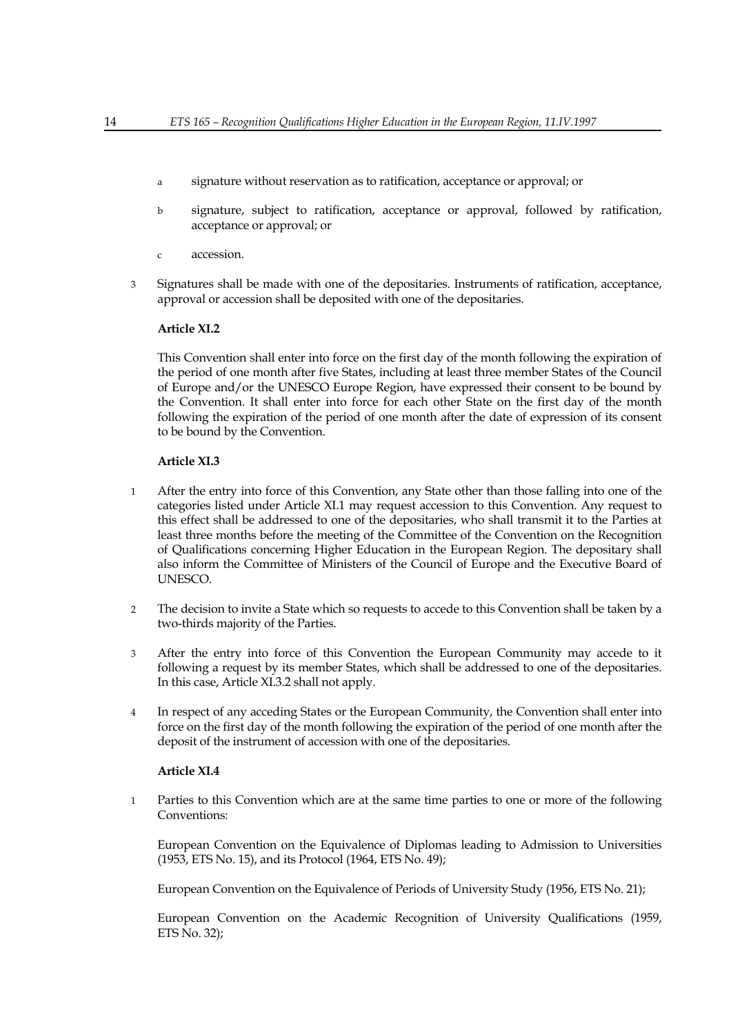a signature without reservation as to ratification, acceptance or approval; or

b signature, subject to ratification, acceptance or approval, followed by ratification, acceptance or approval; or

c accession.

3 Signatures shall be made with one of the depositaries. Instruments of ratification, acceptance, approval or accession shall be deposited with one of the depositaries.

**Article XI.2**

This Convention shall enter into force on the first day of the month following the expiration of the period of one month after five States, including at least three member States of the Council of Europe and/or the UNESCO Europe Region, have expressed their consent to be bound by the Convention. It shall enter into force for each other State on the first day of the month following the expiration of the period of one month after the date of expression of its consent to be bound by the Convention.

**Article XI.3**

1 After the entry into force of this Convention, any State other than those falling into one of the categories listed under Article XI.1 may request accession to this Convention. Any request to this effect shall be addressed to one of the depositaries, who shall transmit it to the Parties at least three months before the meeting of the Committee of the Convention on the Recognition of Qualifications concerning Higher Education in the European Region. The depositary shall also inform the Committee of Ministers of the Council of Europe and the Executive Board of UNESCO.

2 The decision to invite a State which so requests to accede to this Convention shall be taken by a two-thirds majority of the Parties.

3 After the entry into force of this Convention the European Community may accede to it following a request by its member States, which shall be addressed to one of the depositaries. In this case, Article XI.3.2 shall not apply.

4 In respect of any acceding States or the European Community, the Convention shall enter into force on the first day of the month following the expiration of the period of one month after the deposit of the instrument of accession with one of the depositaries.

**Article XI.4**

1 Parties to this Convention which are at the same time parties to one or more of the following Conventions:

European Convention on the Equivalence of Diplomas leading to Admission to Universities (1953, ETS No. 15), and its Protocol (1964, ETS No. 49);

European Convention on the Equivalence of Periods of University Study (1956, ETS No. 21);

European Convention on the Academic Recognition of University Qualifications (1959, ETS No. 32);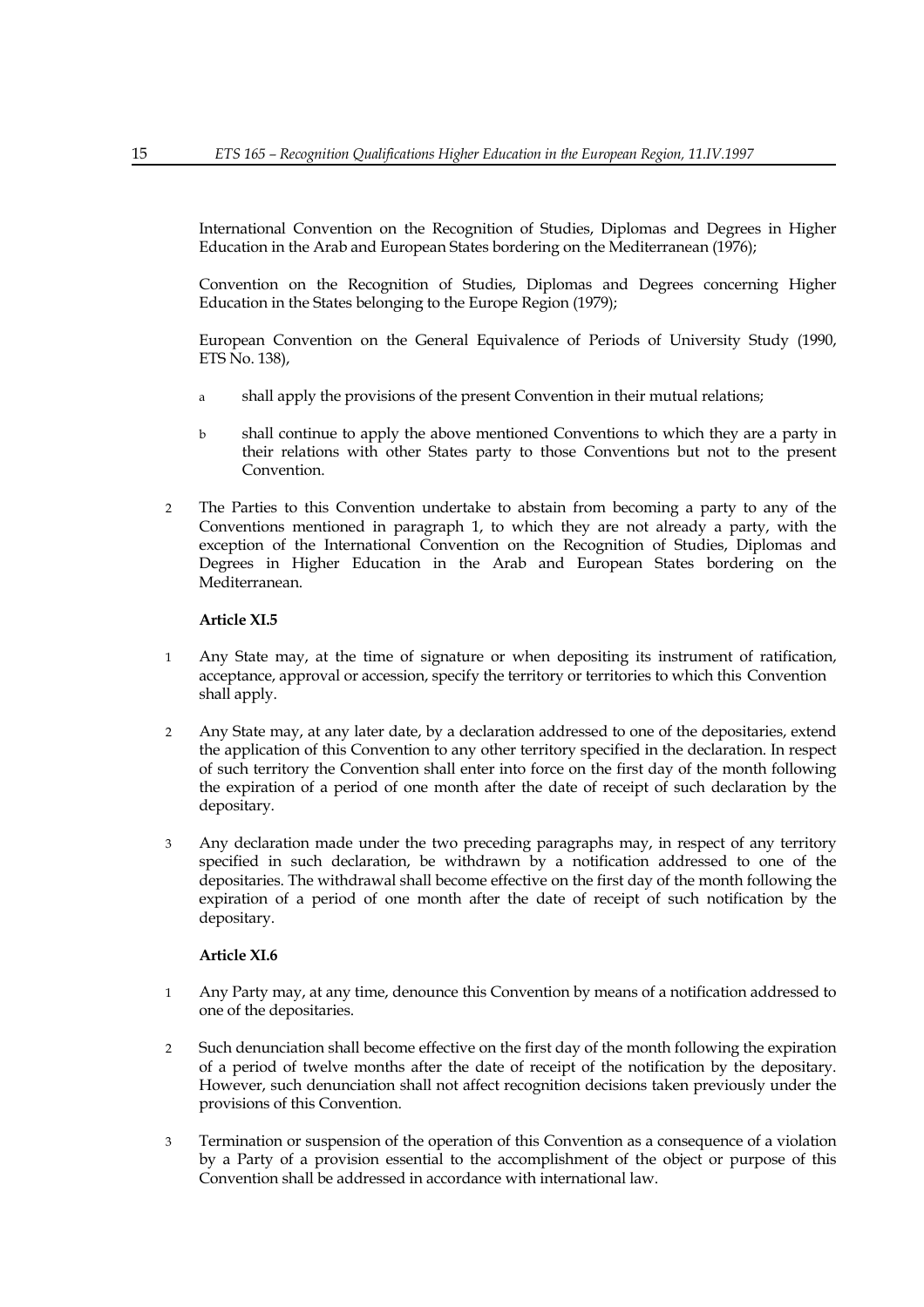International Convention on the Recognition of Studies, Diplomas and Degrees in Higher Education in the Arab and European States bordering on the Mediterranean (1976);

Convention on the Recognition of Studies, Diplomas and Degrees concerning Higher Education in the States belonging to the Europe Region (1979);

European Convention on the General Equivalence of Periods of University Study (1990, ETS No. 138),

a shall apply the provisions of the present Convention in their mutual relations;

b shall continue to apply the above mentioned Conventions to which they are a party in their relations with other States party to those Conventions but not to the present Convention.

2 The Parties to this Convention undertake to abstain from becoming a party to any of the Conventions mentioned in paragraph 1, to which they are not already a party, with the exception of the International Convention on the Recognition of Studies, Diplomas and Degrees in Higher Education in the Arab and European States bordering on the Mediterranean.

**Article XI.5**

1 Any State may, at the time of signature or when depositing its instrument of ratification, acceptance, approval or accession, specify the territory or territories to which this Convention shall apply.

2 Any State may, at any later date, by a declaration addressed to one of the depositaries, extend the application of this Convention to any other territory specified in the declaration. In respect of such territory the Convention shall enter into force on the first day of the month following the expiration of a period of one month after the date of receipt of such declaration by the depositary.

3 Any declaration made under the two preceding paragraphs may, in respect of any territory specified in such declaration, be withdrawn by a notification addressed to one of the depositaries. The withdrawal shall become effective on the first day of the month following the expiration of a period of one month after the date of receipt of such notification by the depositary.

**Article XI.6**

1 Any Party may, at any time, denounce this Convention by means of a notification addressed to one of the depositaries.

2 Such denunciation shall become effective on the first day of the month following the expiration of a period of twelve months after the date of receipt of the notification by the depositary. However, such denunciation shall not affect recognition decisions taken previously under the provisions of this Convention.

3 Termination or suspension of the operation of this Convention as a consequence of a violation by a Party of a provision essential to the accomplishment of the object or purpose of this Convention shall be addressed in accordance with international law.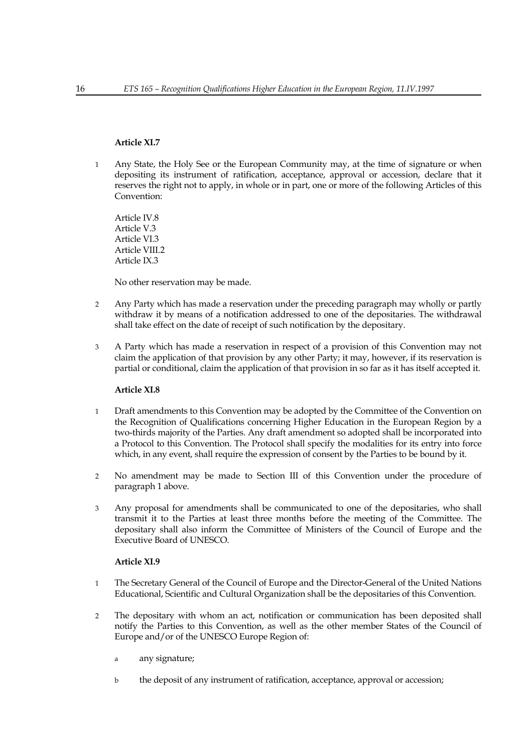**Article XI.7**

1 Any State, the Holy See or the European Community may, at the time of signature or when depositing its instrument of ratification, acceptance, approval or accession, declare that it reserves the right not to apply, in whole or in part, one or more of the following Articles of this Convention:

Article IV.8
Article V.3
Article VI.3
Article VIII.2
Article IX.3

No other reservation may be made.

2 Any Party which has made a reservation under the preceding paragraph may wholly or partly withdraw it by means of a notification addressed to one of the depositaries. The withdrawal shall take effect on the date of receipt of such notification by the depositary.

3 A Party which has made a reservation in respect of a provision of this Convention may not claim the application of that provision by any other Party; it may, however, if its reservation is partial or conditional, claim the application of that provision in so far as it has itself accepted it.

**Article XI.8**

1 Draft amendments to this Convention may be adopted by the Committee of the Convention on the Recognition of Qualifications concerning Higher Education in the European Region by a two-thirds majority of the Parties. Any draft amendment so adopted shall be incorporated into a Protocol to this Convention. The Protocol shall specify the modalities for its entry into force which, in any event, shall require the expression of consent by the Parties to be bound by it.

2 No amendment may be made to Section III of this Convention under the procedure of paragraph 1 above.

3 Any proposal for amendments shall be communicated to one of the depositaries, who shall transmit it to the Parties at least three months before the meeting of the Committee. The depositary shall also inform the Committee of Ministers of the Council of Europe and the Executive Board of UNESCO.

**Article XI.9**

1 The Secretary General of the Council of Europe and the Director-General of the United Nations Educational, Scientific and Cultural Organization shall be the depositaries of this Convention.

2 The depositary with whom an act, notification or communication has been deposited shall notify the Parties to this Convention, as well as the other member States of the Council of Europe and/or of the UNESCO Europe Region of:

a any signature;

b the deposit of any instrument of ratification, acceptance, approval or accession;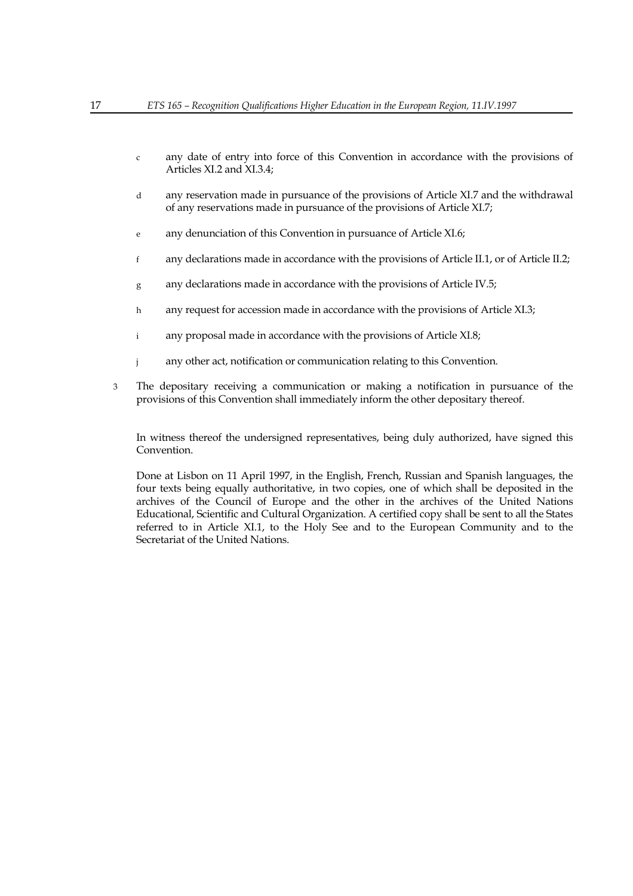c any date of entry into force of this Convention in accordance with the provisions of Articles XI.2 and XI.3.4;

d any reservation made in pursuance of the provisions of Article XI.7 and the withdrawal of any reservations made in pursuance of the provisions of Article XI.7;

e any denunciation of this Convention in pursuance of Article XI.6;

f any declarations made in accordance with the provisions of Article II.1, or of Article II.2;

g any declarations made in accordance with the provisions of Article IV.5;

h any request for accession made in accordance with the provisions of Article XI.3;

i any proposal made in accordance with the provisions of Article XI.8;

j any other act, notification or communication relating to this Convention.

3 The depositary receiving a communication or making a notification in pursuance of the provisions of this Convention shall immediately inform the other depositary thereof.

In witness thereof the undersigned representatives, being duly authorized, have signed this Convention.

Done at Lisbon on 11 April 1997, in the English, French, Russian and Spanish languages, the four texts being equally authoritative, in two copies, one of which shall be deposited in the archives of the Council of Europe and the other in the archives of the United Nations Educational, Scientific and Cultural Organization. A certified copy shall be sent to all the States referred to in Article XI.1, to the Holy See and to the European Community and to the Secretariat of the United Nations.